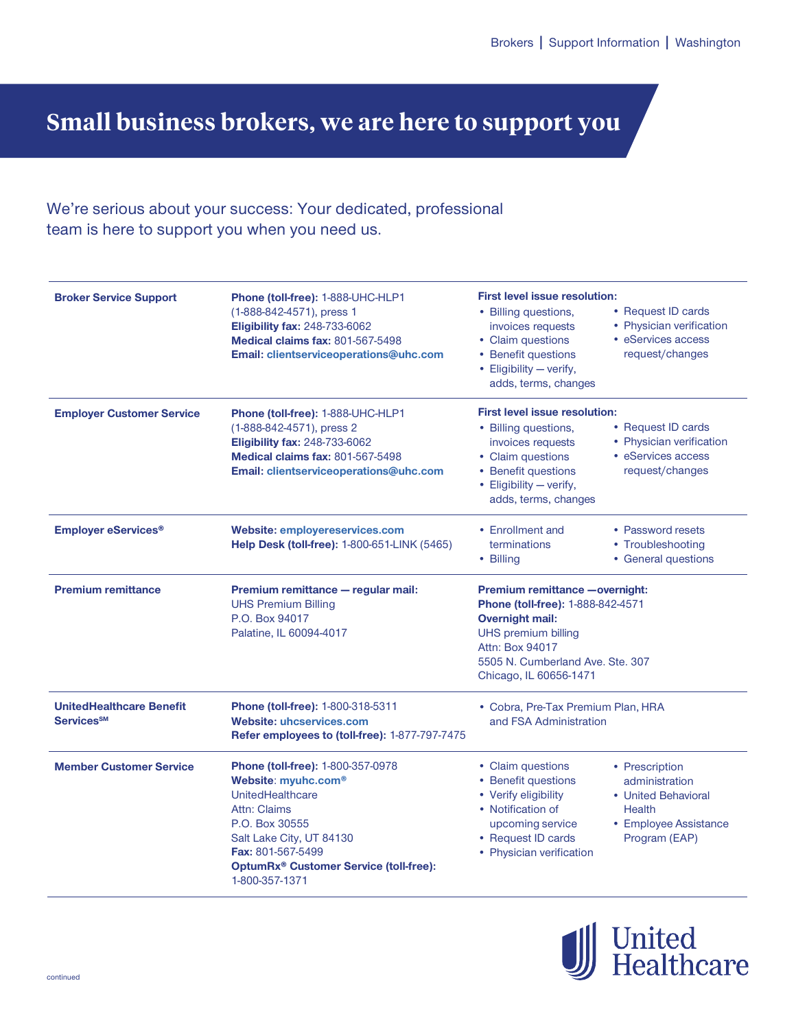# Small business brokers, we are here to support you

We're serious about your success: Your dedicated, professional team is here to support you when you need us.

| | | |
|---|---|---|
| **Broker Service Support** | **Phone (toll-free):** 1-888-UHC-HLP1 (1-888-842-4571), press 1<br>**Eligibility fax:** 248-733-6062<br>**Medical claims fax:** 801-567-5498<br>**Email: clientserviceoperations@uhc.com** | **First level issue resolution:**<br>• Billing questions, invoices requests<br>• Claim questions<br>• Benefit questions<br>• Eligibility — verify, adds, terms, changes<br>• Request ID cards<br>• Physician verification<br>• eServices access request/changes |
| **Employer Customer Service** | **Phone (toll-free):** 1-888-UHC-HLP1 (1-888-842-4571), press 2<br>**Eligibility fax:** 248-733-6062<br>**Medical claims fax:** 801-567-5498<br>**Email: clientserviceoperations@uhc.com** | **First level issue resolution:**<br>• Billing questions, invoices requests<br>• Claim questions<br>• Benefit questions<br>• Eligibility — verify, adds, terms, changes<br>• Request ID cards<br>• Physician verification<br>• eServices access request/changes |
| **Employer eServices®** | **Website: employereservices.com**<br>**Help Desk (toll-free):** 1-800-651-LINK (5465) | • Enrollment and terminations<br>• Billing<br>• Password resets<br>• Troubleshooting<br>• General questions |
| **Premium remittance** | **Premium remittance — regular mail:**<br>UHS Premium Billing<br>P.O. Box 94017<br>Palatine, IL 60094-4017 | **Premium remittance —overnight:**<br>**Phone (toll-free):** 1-888-842-4571<br>**Overnight mail:**<br>UHS premium billing<br>Attn: Box 94017<br>5505 N. Cumberland Ave. Ste. 307<br>Chicago, IL 60656-1471 |
| **UnitedHealthcare Benefit Services℠** | **Phone (toll-free):** 1-800-318-5311<br>**Website: uhcservices.com**<br>**Refer employees to (toll-free):** 1-877-797-7475 | • Cobra, Pre-Tax Premium Plan, HRA and FSA Administration |
| **Member Customer Service** | **Phone (toll-free):** 1-800-357-0978<br>**Website: myuhc.com®**<br>UnitedHealthcare<br>Attn: Claims<br>P.O. Box 30555<br>Salt Lake City, UT 84130<br>**Fax:** 801-567-5499<br>**OptumRx® Customer Service (toll-free):** 1-800-357-1371 | • Claim questions<br>• Benefit questions<br>• Verify eligibility<br>• Notification of upcoming service<br>• Request ID cards<br>• Physician verification<br>• Prescription administration<br>• United Behavioral Health<br>• Employee Assistance Program (EAP) |

continued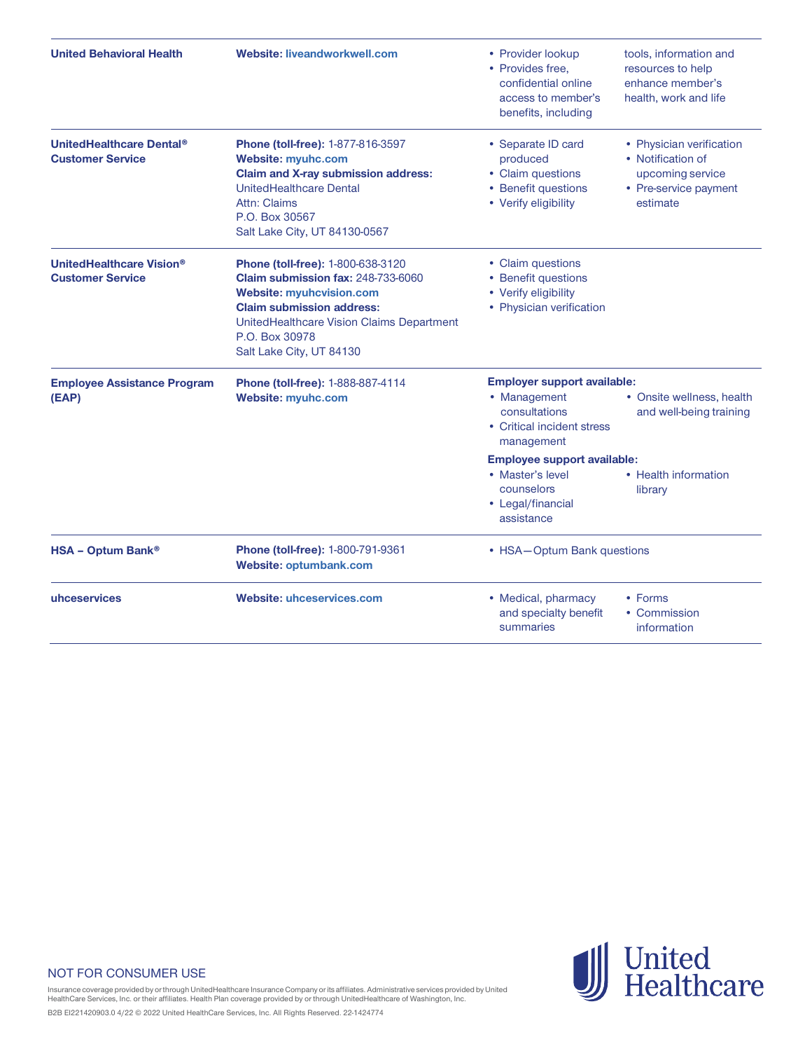| | | |
|---|---|---|
| **United Behavioral Health** | **Website:** liveandworkwell.com | • Provider lookup<br>• Provides free, confidential online access to member's benefits, including tools, information and resources to help enhance member's health, work and life |
| **UnitedHealthcare Dental® Customer Service** | **Phone (toll-free):** 1-877-816-3597<br>**Website:** myuhc.com<br>**Claim and X-ray submission address:**<br>UnitedHealthcare Dental<br>Attn: Claims<br>P.O. Box 30567<br>Salt Lake City, UT 84130-0567 | • Separate ID card produced<br>• Claim questions<br>• Benefit questions<br>• Verify eligibility<br>• Physician verification<br>• Notification of upcoming service<br>• Pre-service payment estimate |
| **UnitedHealthcare Vision® Customer Service** | **Phone (toll-free):** 1-800-638-3120<br>**Claim submission fax:** 248-733-6060<br>**Website:** myuhcvision.com<br>**Claim submission address:**<br>UnitedHealthcare Vision Claims Department<br>P.O. Box 30978<br>Salt Lake City, UT 84130 | • Claim questions<br>• Benefit questions<br>• Verify eligibility<br>• Physician verification |
| **Employee Assistance Program (EAP)** | **Phone (toll-free):** 1-888-887-4114<br>**Website:** myuhc.com | **Employer support available:**<br>• Management consultations<br>• Critical incident stress management<br>• Onsite wellness, health and well-being training<br>**Employee support available:**<br>• Master's level counselors<br>• Legal/financial assistance<br>• Health information library |
| **HSA – Optum Bank®** | **Phone (toll-free):** 1-800-791-9361<br>**Website:** optumbank.com | • HSA—Optum Bank questions |
| **uhceservices** | **Website:** uhceservices.com | • Medical, pharmacy and specialty benefit summaries<br>• Forms<br>• Commission information |

NOT FOR CONSUMER USE

Insurance coverage provided by or through UnitedHealthcare Insurance Company or its affiliates. Administrative services provided by United HealthCare Services, Inc. or their affiliates. Health Plan coverage provided by or through UnitedHealthcare of Washington, Inc.

B2B EI221420903.0 4/22 © 2022 United HealthCare Services, Inc. All Rights Reserved. 22-1424774

United Healthcare